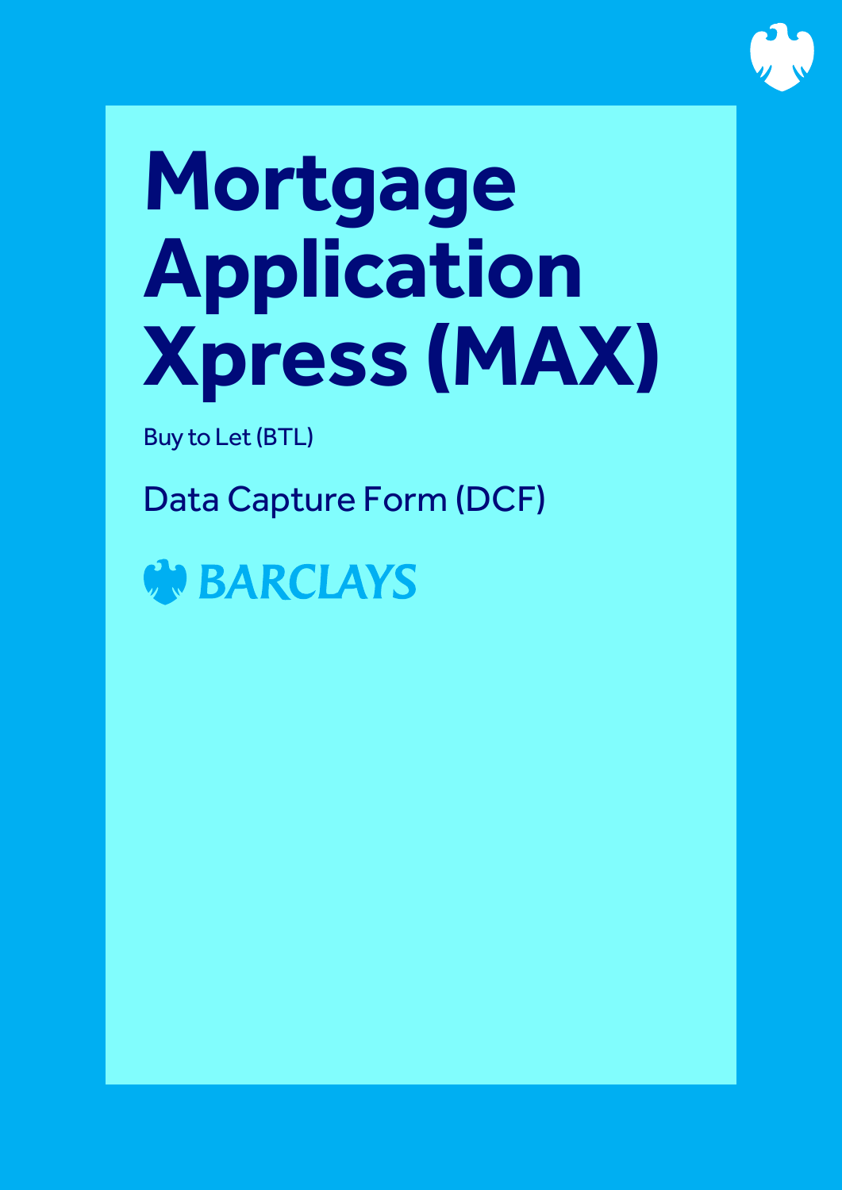# Mortgage Application Xpress (MAX)

Buy to Let (BTL)

## Data Capture Form (DCF)

BARCLAYS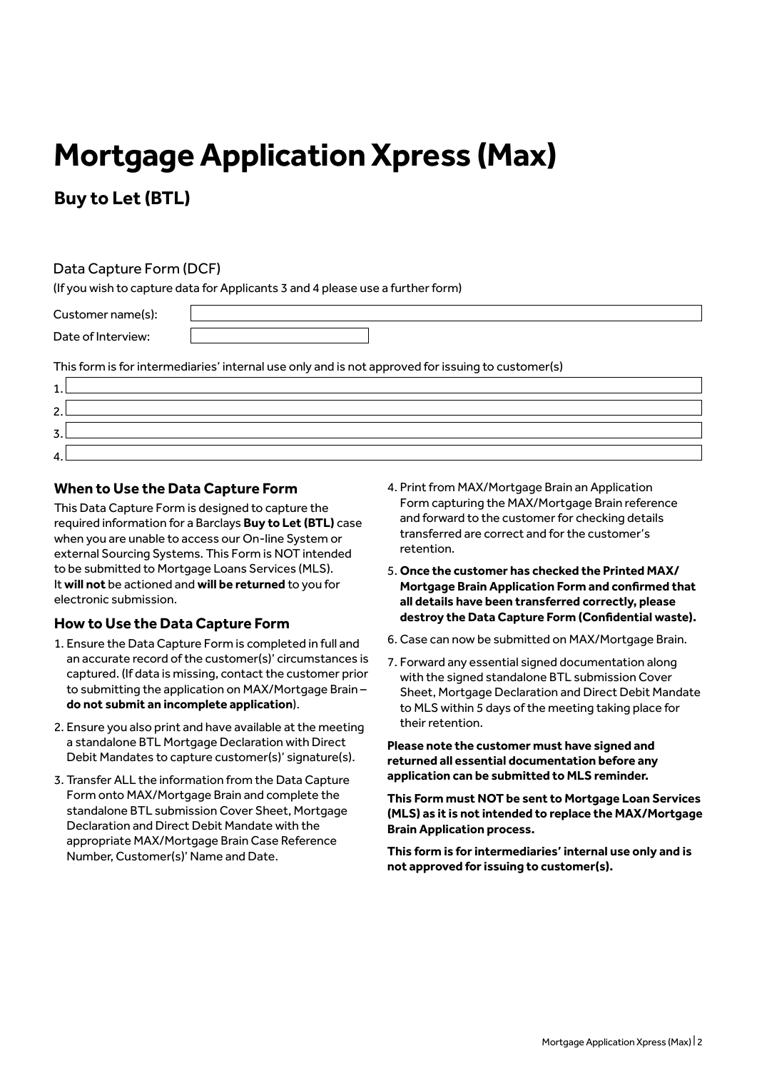# Mortgage Application Xpress (Max)

## Buy to Let (BTL)

Data Capture Form (DCF)

(If you wish to capture data for Applicants 3 and 4 please use a further form)

Customer name(s):

Date of Interview:

This form is for intermediaries' internal use only and is not approved for issuing to customer(s)

1.

2.

3.

4.

### When to Use the Data Capture Form

This Data Capture Form is designed to capture the required information for a Barclays **Buy to Let (BTL)** case when you are unable to access our On-line System or external Sourcing Systems. This Form is NOT intended to be submitted to Mortgage Loans Services (MLS). It **will not** be actioned and **will be returned** to you for electronic submission.

### How to Use the Data Capture Form

1. Ensure the Data Capture Form is completed in full and an accurate record of the customer(s)' circumstances is captured. (If data is missing, contact the customer prior to submitting the application on MAX/Mortgage Brain – **do not submit an incomplete application**).
2. Ensure you also print and have available at the meeting a standalone BTL Mortgage Declaration with Direct Debit Mandates to capture customer(s)' signature(s).
3. Transfer ALL the information from the Data Capture Form onto MAX/Mortgage Brain and complete the standalone BTL submission Cover Sheet, Mortgage Declaration and Direct Debit Mandate with the appropriate MAX/Mortgage Brain Case Reference Number, Customer(s)' Name and Date.
4. Print from MAX/Mortgage Brain an Application Form capturing the MAX/Mortgage Brain reference and forward to the customer for checking details transferred are correct and for the customer's retention.
5. **Once the customer has checked the Printed MAX/ Mortgage Brain Application Form and confirmed that all details have been transferred correctly, please destroy the Data Capture Form (Confidential waste).**
6. Case can now be submitted on MAX/Mortgage Brain.
7. Forward any essential signed documentation along with the signed standalone BTL submission Cover Sheet, Mortgage Declaration and Direct Debit Mandate to MLS within 5 days of the meeting taking place for their retention.

**Please note the customer must have signed and returned all essential documentation before any application can be submitted to MLS reminder.**

**This Form must NOT be sent to Mortgage Loan Services (MLS) as it is not intended to replace the MAX/Mortgage Brain Application process.**

**This form is for intermediaries' internal use only and is not approved for issuing to customer(s).**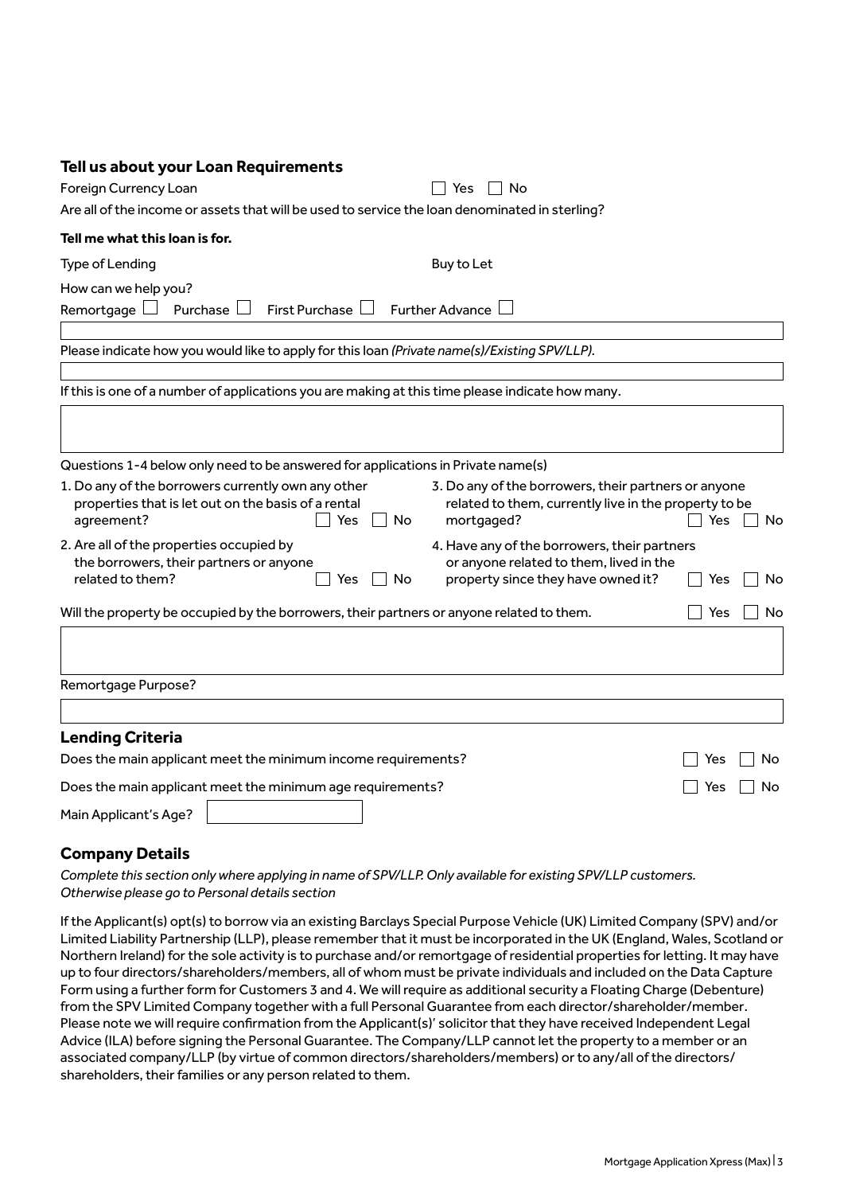## Tell us about your Loan Requirements

Foreign Currency Loan ☐ Yes ☐ No

Are all of the income or assets that will be used to service the loan denominated in sterling?

**Tell me what this loan is for.**

Type of Lending Buy to Let

How can we help you?

Remortgage ☐ Purchase ☐ First Purchase ☐ Further Advance ☐

Please indicate how you would like to apply for this loan *(Private name(s)/Existing SPV/LLP).*

If this is one of a number of applications you are making at this time please indicate how many.

Questions 1-4 below only need to be answered for applications in Private name(s)

1. Do any of the borrowers currently own any other properties that is let out on the basis of a rental agreement? ☐ Yes ☐ No
2. Are all of the properties occupied by the borrowers, their partners or anyone related to them? ☐ Yes ☐ No
3. Do any of the borrowers, their partners or anyone related to them, currently live in the property to be mortgaged? ☐ Yes ☐ No
4. Have any of the borrowers, their partners or anyone related to them, lived in the property since they have owned it? ☐ Yes ☐ No

Will the property be occupied by the borrowers, their partners or anyone related to them. ☐ Yes ☐ No

Remortgage Purpose?

## Lending Criteria

Does the main applicant meet the minimum income requirements? ☐ Yes ☐ No

Does the main applicant meet the minimum age requirements? ☐ Yes ☐ No

Main Applicant's Age?

## Company Details

*Complete this section only where applying in name of SPV/LLP. Only available for existing SPV/LLP customers. Otherwise please go to Personal details section*

If the Applicant(s) opt(s) to borrow via an existing Barclays Special Purpose Vehicle (UK) Limited Company (SPV) and/or Limited Liability Partnership (LLP), please remember that it must be incorporated in the UK (England, Wales, Scotland or Northern Ireland) for the sole activity is to purchase and/or remortgage of residential properties for letting. It may have up to four directors/shareholders/members, all of whom must be private individuals and included on the Data Capture Form using a further form for Customers 3 and 4. We will require as additional security a Floating Charge (Debenture) from the SPV Limited Company together with a full Personal Guarantee from each director/shareholder/member. Please note we will require confirmation from the Applicant(s)' solicitor that they have received Independent Legal Advice (ILA) before signing the Personal Guarantee. The Company/LLP cannot let the property to a member or an associated company/LLP (by virtue of common directors/shareholders/members) or to any/all of the directors/ shareholders, their families or any person related to them.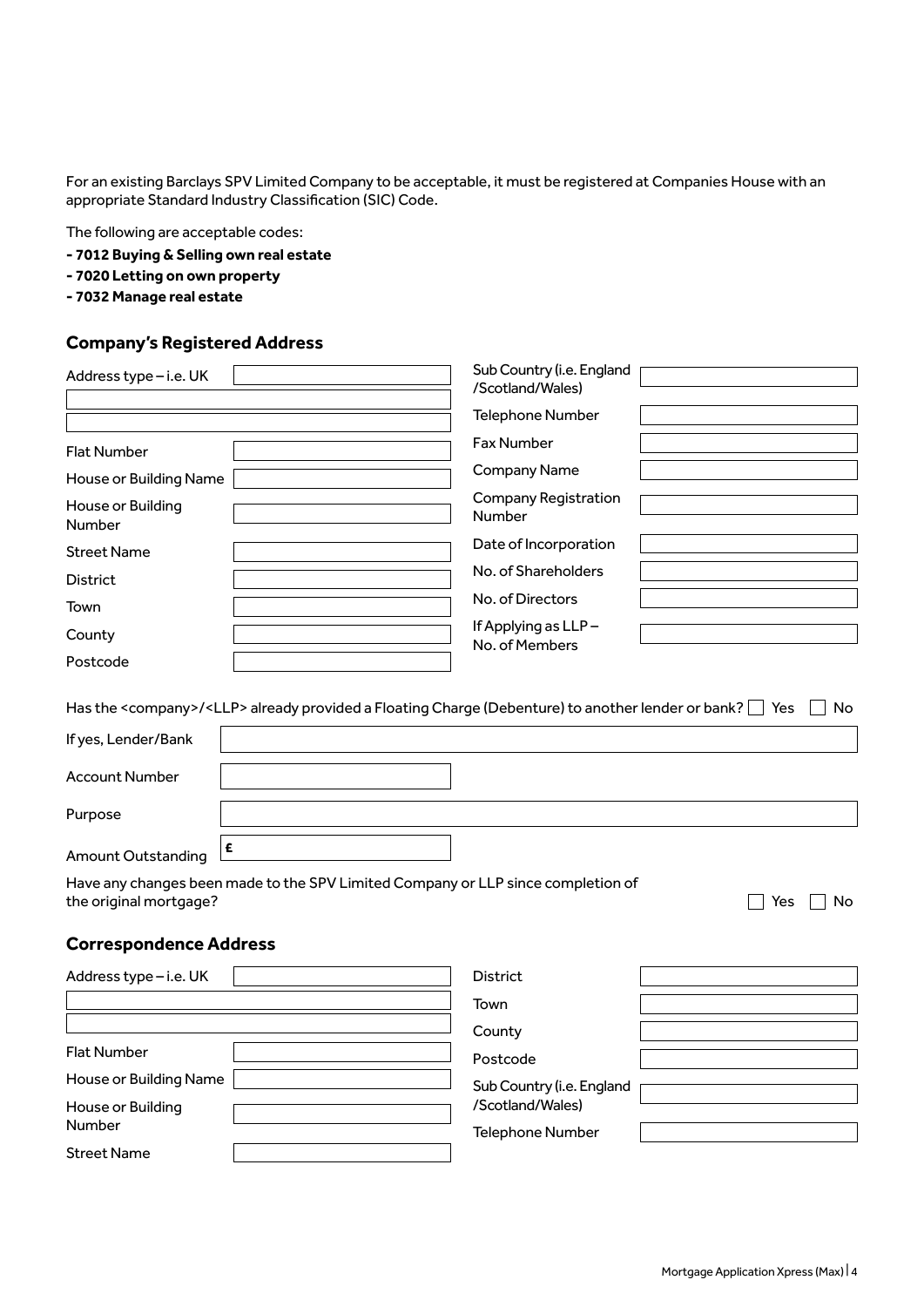For an existing Barclays SPV Limited Company to be acceptable, it must be registered at Companies House with an appropriate Standard Industry Classification (SIC) Code.

The following are acceptable codes:

**- 7012 Buying & Selling own real estate**
**- 7020 Letting on own property**
**- 7032 Manage real estate**

### Company's Registered Address

| | |
|---|---|
| Address type – i.e. UK | |
| | |
| | |
| Flat Number | |
| House or Building Name | |
| House or Building Number | |
| Street Name | |
| District | |
| Town | |
| County | |
| Postcode | |

| | |
|---|---|
| Sub Country (i.e. England /Scotland/Wales) | |
| Telephone Number | |
| Fax Number | |
| Company Name | |
| Company Registration Number | |
| Date of Incorporation | |
| No. of Shareholders | |
| No. of Directors | |
| If Applying as LLP – No. of Members | |

Has the <company>/<LLP> already provided a Floating Charge (Debenture) to another lender or bank? ☐ Yes ☐ No

| | |
|---|---|
| If yes, Lender/Bank | |
| Account Number | |
| Purpose | |
| Amount Outstanding | £ |

Have any changes been made to the SPV Limited Company or LLP since completion of the original mortgage? ☐ Yes ☐ No

### Correspondence Address

| | |
|---|---|
| Address type – i.e. UK | |
| | |
| | |
| Flat Number | |
| House or Building Name | |
| House or Building Number | |
| Street Name | |

| | |
|---|---|
| District | |
| Town | |
| County | |
| Postcode | |
| Sub Country (i.e. England /Scotland/Wales) | |
| Telephone Number | |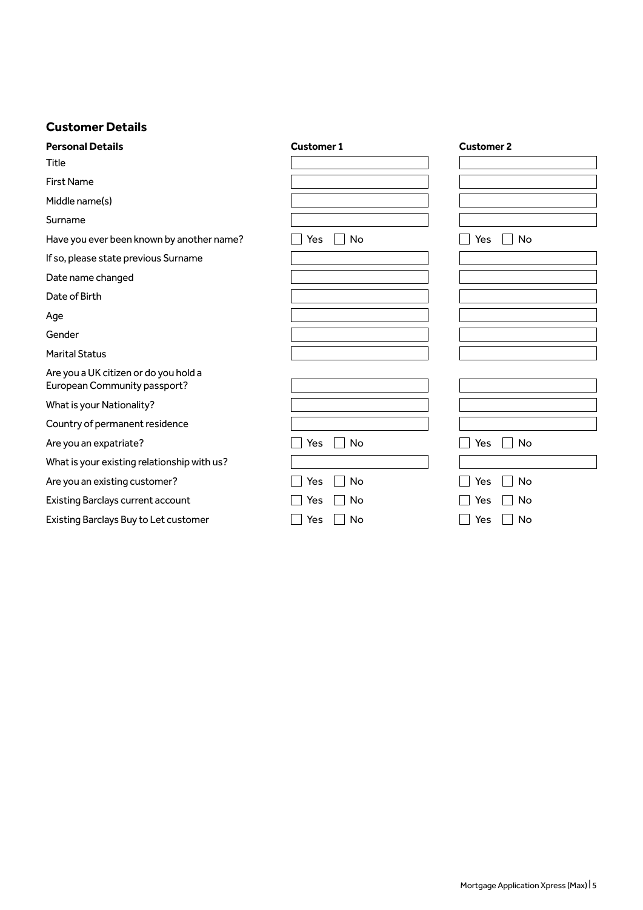## Customer Details

| **Personal Details** | **Customer 1** | **Customer 2** |
| --- | --- | --- |
| Title | | |
| First Name | | |
| Middle name(s) | | |
| Surname | | |
| Have you ever been known by another name? | ☐ Yes ☐ No | ☐ Yes ☐ No |
| If so, please state previous Surname | | |
| Date name changed | | |
| Date of Birth | | |
| Age | | |
| Gender | | |
| Marital Status | | |
| Are you a UK citizen or do you hold a European Community passport? | | |
| What is your Nationality? | | |
| Country of permanent residence | | |
| Are you an expatriate? | ☐ Yes ☐ No | ☐ Yes ☐ No |
| What is your existing relationship with us? | | |
| Are you an existing customer? | ☐ Yes ☐ No | ☐ Yes ☐ No |
| Existing Barclays current account | ☐ Yes ☐ No | ☐ Yes ☐ No |
| Existing Barclays Buy to Let customer | ☐ Yes ☐ No | ☐ Yes ☐ No |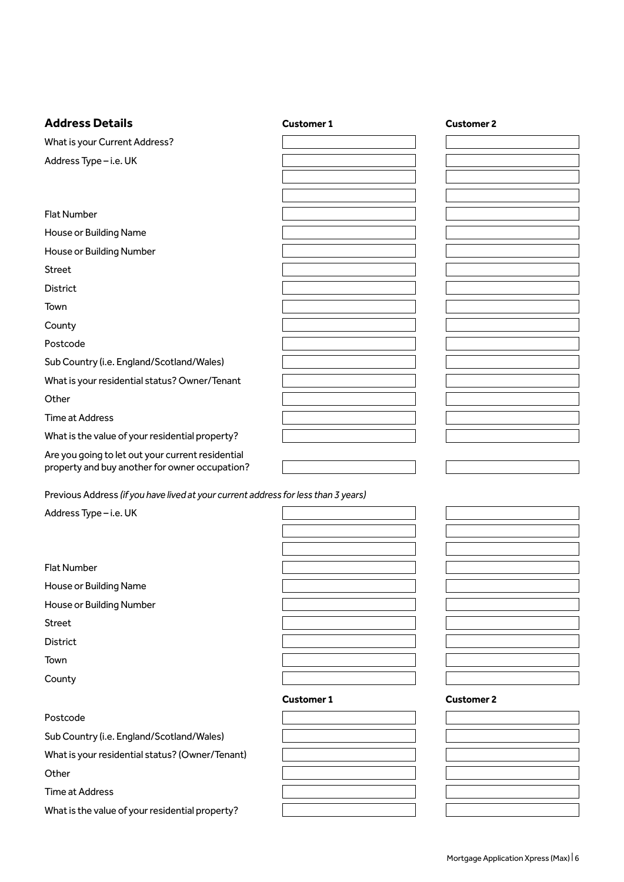## Address Details

| | Customer 1 | Customer 2 |
|---|---|---|
| What is your Current Address? | | |
| Address Type – i.e. UK | | |
| | | |
| | | |
| Flat Number | | |
| House or Building Name | | |
| House or Building Number | | |
| Street | | |
| District | | |
| Town | | |
| County | | |
| Postcode | | |
| Sub Country (i.e. England/Scotland/Wales) | | |
| What is your residential status? Owner/Tenant | | |
| Other | | |
| Time at Address | | |
| What is the value of your residential property? | | |
| Are you going to let out your current residential property and buy another for owner occupation? | | |

Previous Address *(if you have lived at your current address for less than 3 years)*

| | Customer 1 | Customer 2 |
|---|---|---|
| Address Type – i.e. UK | | |
| | | |
| | | |
| Flat Number | | |
| House or Building Name | | |
| House or Building Number | | |
| Street | | |
| District | | |
| Town | | |
| County | | |
| Postcode | | |
| Sub Country (i.e. England/Scotland/Wales) | | |
| What is your residential status? (Owner/Tenant) | | |
| Other | | |
| Time at Address | | |
| What is the value of your residential property? | | |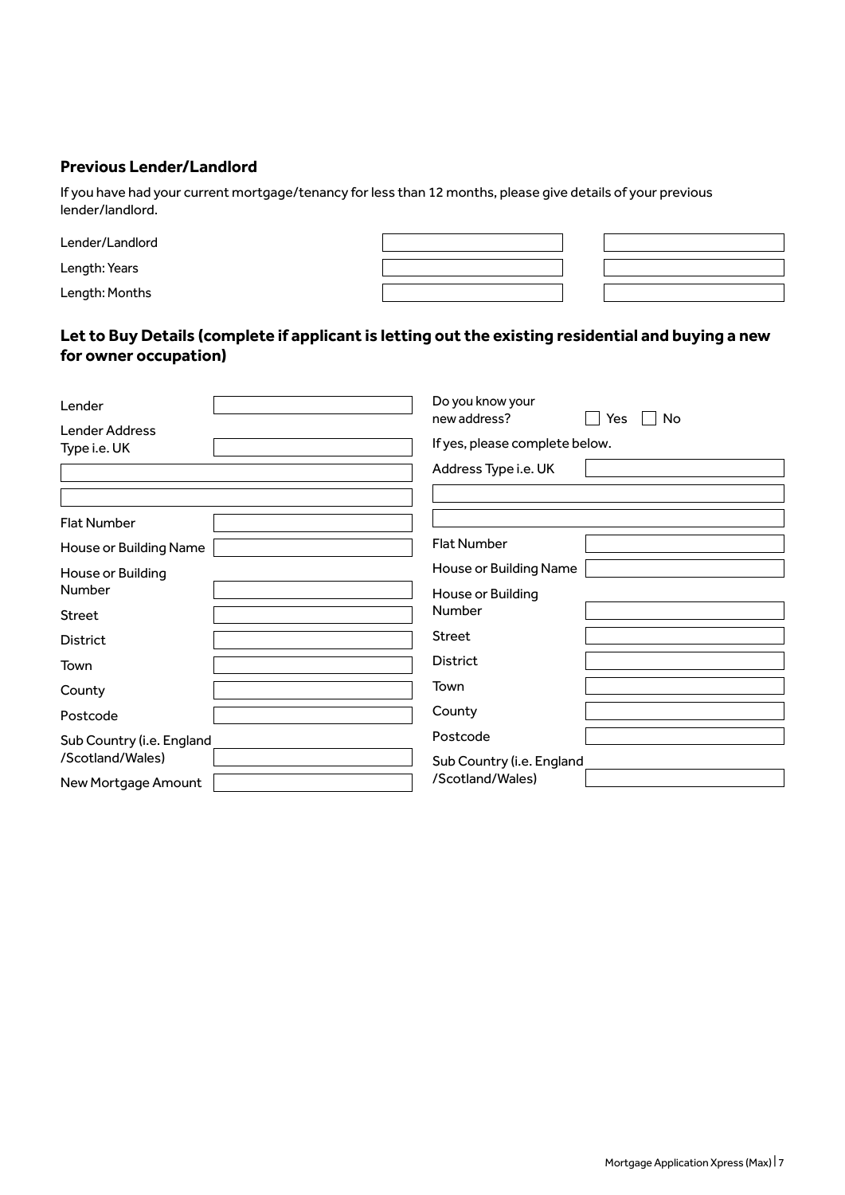## Previous Lender/Landlord

If you have had your current mortgage/tenancy for less than 12 months, please give details of your previous lender/landlord.

| | | |
|---|---|---|
| Lender/Landlord | | |
| Length: Years | | |
| Length: Months | | |

## Let to Buy Details (complete if applicant is letting out the existing residential and buying a new for owner occupation)

| | |
|---|---|
| Lender | |
| Lender Address Type i.e. UK | |
| | |
| | |
| Flat Number | |
| House or Building Name | |
| House or Building Number | |
| Street | |
| District | |
| Town | |
| County | |
| Postcode | |
| Sub Country (i.e. England /Scotland/Wales) | |
| New Mortgage Amount | |

Do you know your new address? ☐ Yes ☐ No

If yes, please complete below.

| | |
|---|---|
| Address Type i.e. UK | |
| | |
| | |
| Flat Number | |
| House or Building Name | |
| House or Building Number | |
| Street | |
| District | |
| Town | |
| County | |
| Postcode | |
| Sub Country (i.e. England /Scotland/Wales) | |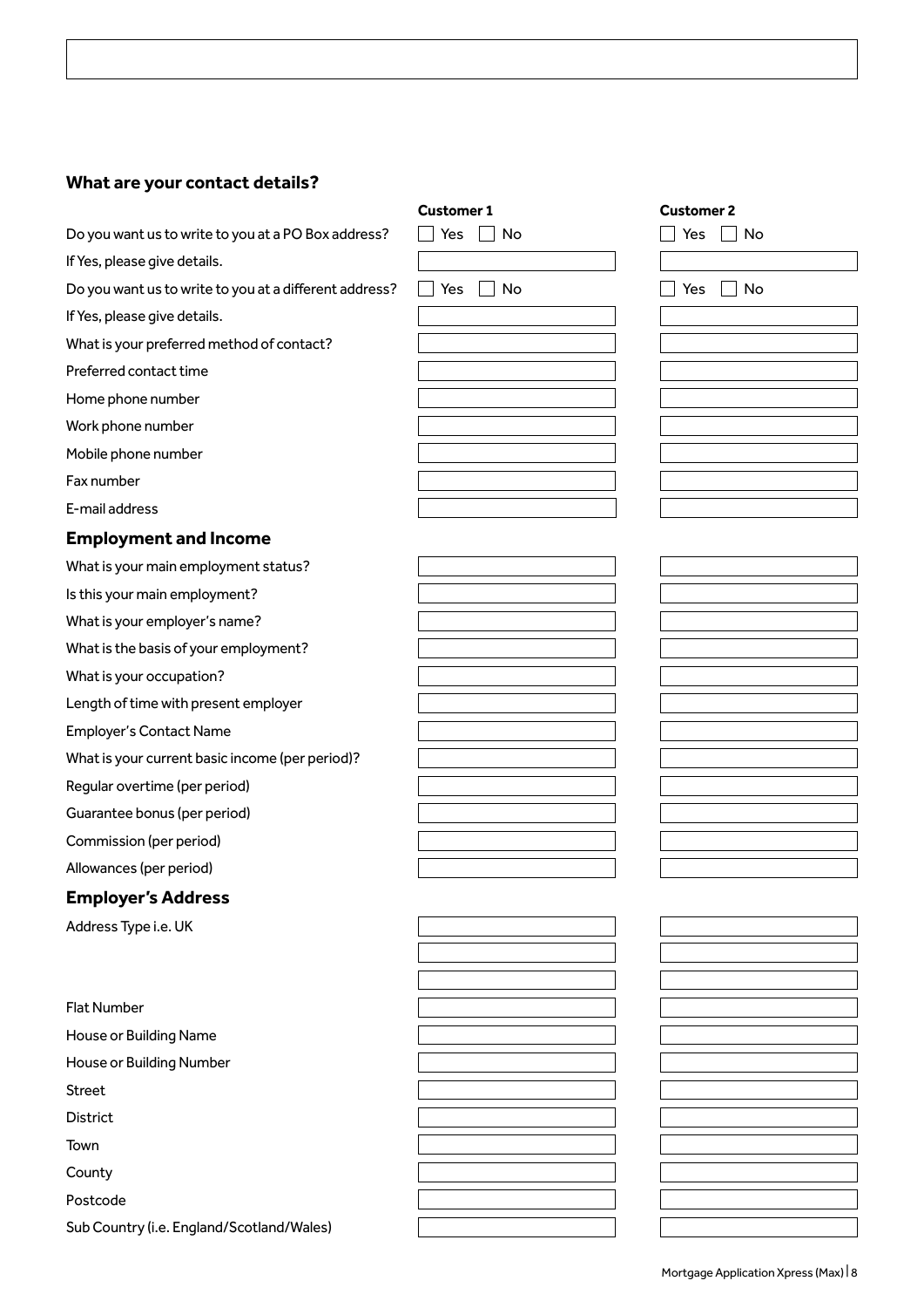## What are your contact details?

| | Customer 1 | Customer 2 |
|---|---|---|
| Do you want us to write to you at a PO Box address? | ☐ Yes ☐ No | ☐ Yes ☐ No |
| If Yes, please give details. | | |
| Do you want us to write to you at a different address? | ☐ Yes ☐ No | ☐ Yes ☐ No |
| If Yes, please give details. | | |
| What is your preferred method of contact? | | |
| Preferred contact time | | |
| Home phone number | | |
| Work phone number | | |
| Mobile phone number | | |
| Fax number | | |
| E-mail address | | |

## Employment and Income

| | Customer 1 | Customer 2 |
|---|---|---|
| What is your main employment status? | | |
| Is this your main employment? | | |
| What is your employer's name? | | |
| What is the basis of your employment? | | |
| What is your occupation? | | |
| Length of time with present employer | | |
| Employer's Contact Name | | |
| What is your current basic income (per period)? | | |
| Regular overtime (per period) | | |
| Guarantee bonus (per period) | | |
| Commission (per period) | | |
| Allowances (per period) | | |

## Employer's Address

| | Customer 1 | Customer 2 |
|---|---|---|
| Address Type i.e. UK | | |
| | | |
| | | |
| Flat Number | | |
| House or Building Name | | |
| House or Building Number | | |
| Street | | |
| District | | |
| Town | | |
| County | | |
| Postcode | | |
| Sub Country (i.e. England/Scotland/Wales) | | |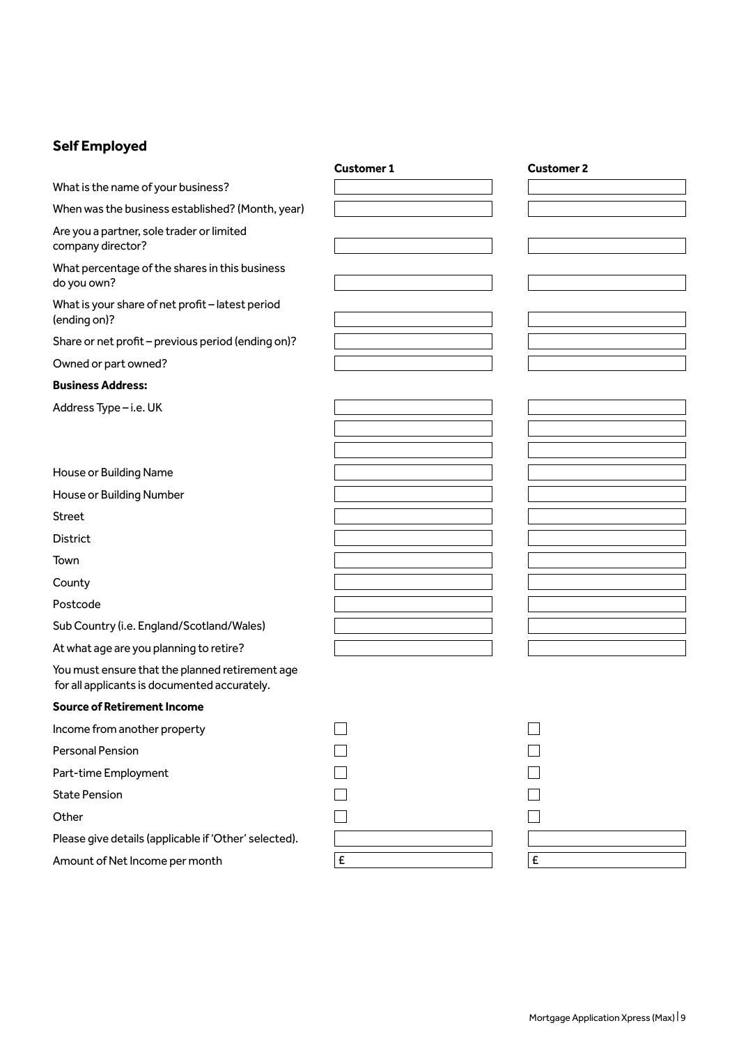## Self Employed

| | Customer 1 | Customer 2 |
|---|---|---|
| What is the name of your business? | | |
| When was the business established? (Month, year) | | |
| Are you a partner, sole trader or limited company director? | | |
| What percentage of the shares in this business do you own? | | |
| What is your share of net profit – latest period (ending on)? | | |
| Share or net profit – previous period (ending on)? | | |
| Owned or part owned? | | |
| **Business Address:** | | |
| Address Type – i.e. UK | | |
| | | |
| | | |
| House or Building Name | | |
| House or Building Number | | |
| Street | | |
| District | | |
| Town | | |
| County | | |
| Postcode | | |
| Sub Country (i.e. England/Scotland/Wales) | | |
| At what age are you planning to retire? | | |

You must ensure that the planned retirement age for all applicants is documented accurately.

**Source of Retirement Income**

| | Customer 1 | Customer 2 |
|---|---|---|
| Income from another property | ☐ | ☐ |
| Personal Pension | ☐ | ☐ |
| Part-time Employment | ☐ | ☐ |
| State Pension | ☐ | ☐ |
| Other | ☐ | ☐ |
| Please give details (applicable if 'Other' selected). | | |
| Amount of Net Income per month | £ | £ |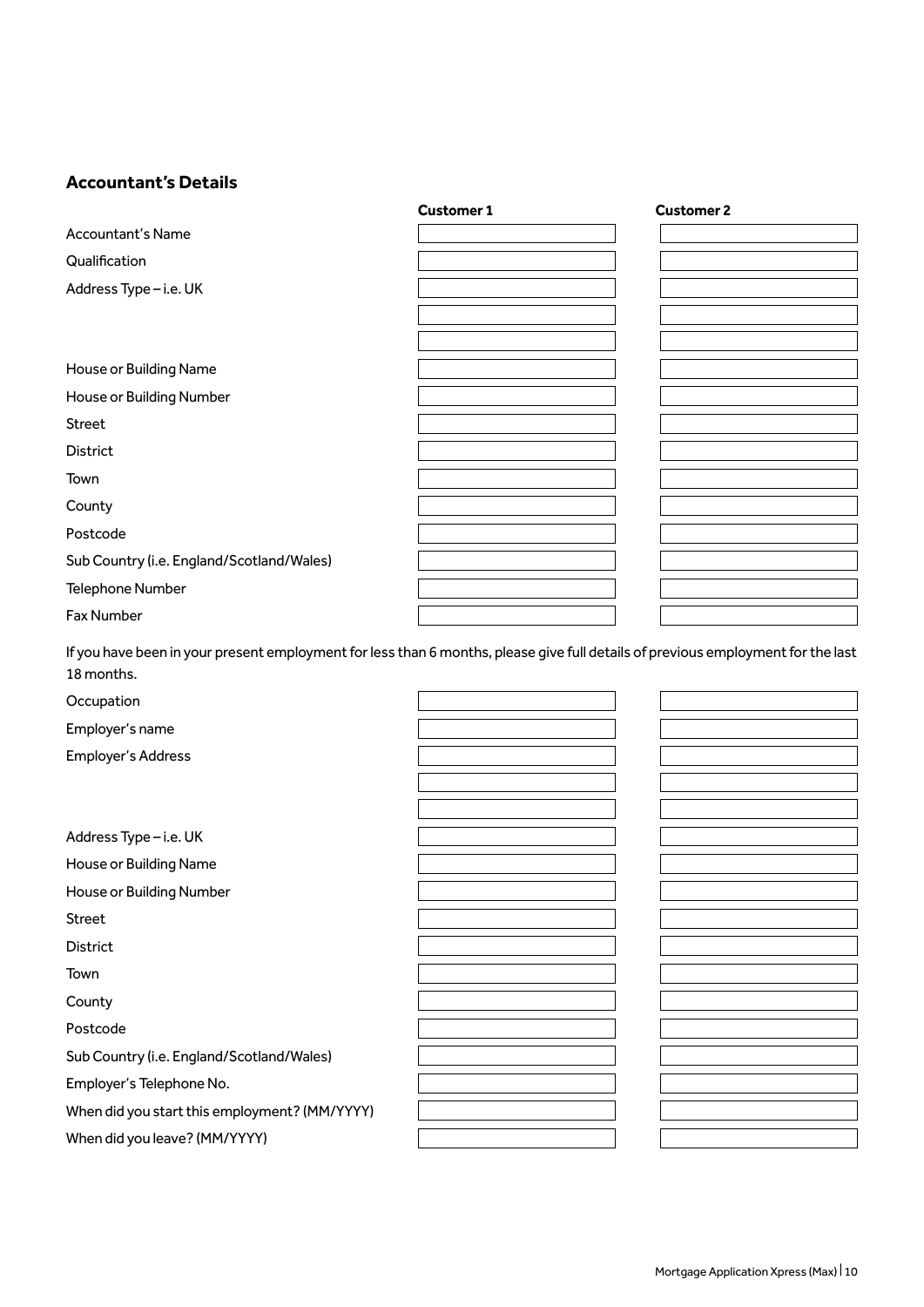## Accountant's Details

| | Customer 1 | Customer 2 |
|---|---|---|
| Accountant's Name | | |
| Qualification | | |
| Address Type – i.e. UK | | |
| | | |
| | | |
| House or Building Name | | |
| House or Building Number | | |
| Street | | |
| District | | |
| Town | | |
| County | | |
| Postcode | | |
| Sub Country (i.e. England/Scotland/Wales) | | |
| Telephone Number | | |
| Fax Number | | |

If you have been in your present employment for less than 6 months, please give full details of previous employment for the last 18 months.

| | Customer 1 | Customer 2 |
|---|---|---|
| Occupation | | |
| Employer's name | | |
| Employer's Address | | |
| | | |
| | | |
| Address Type – i.e. UK | | |
| House or Building Name | | |
| House or Building Number | | |
| Street | | |
| District | | |
| Town | | |
| County | | |
| Postcode | | |
| Sub Country (i.e. England/Scotland/Wales) | | |
| Employer's Telephone No. | | |
| When did you start this employment? (MM/YYYY) | | |
| When did you leave? (MM/YYYY) | | |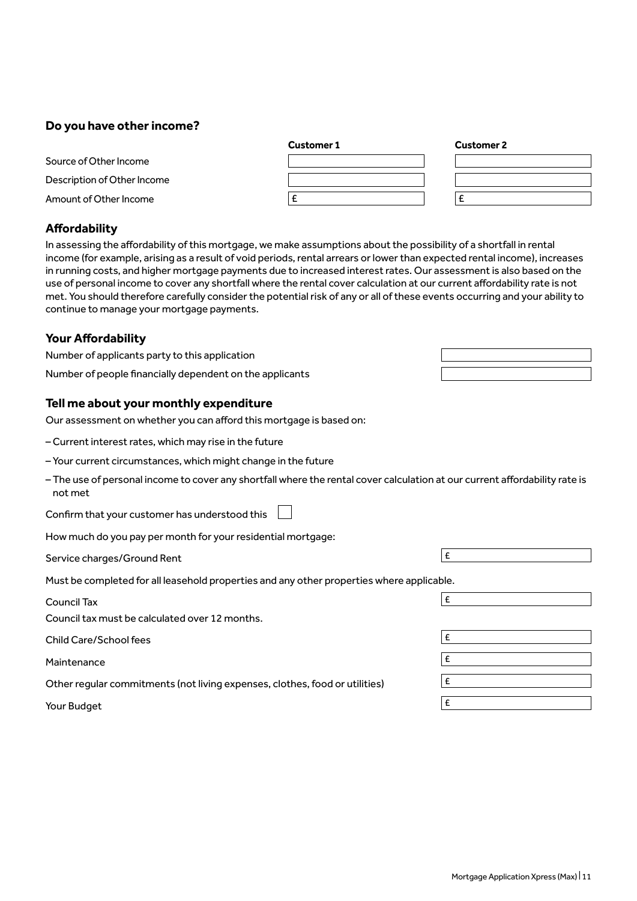## Do you have other income?

| | Customer 1 | Customer 2 |
|---|---|---|
| Source of Other Income | | |
| Description of Other Income | | |
| Amount of Other Income | £ | £ |

## Affordability

In assessing the affordability of this mortgage, we make assumptions about the possibility of a shortfall in rental income (for example, arising as a result of void periods, rental arrears or lower than expected rental income), increases in running costs, and higher mortgage payments due to increased interest rates. Our assessment is also based on the use of personal income to cover any shortfall where the rental cover calculation at our current affordability rate is not met. You should therefore carefully consider the potential risk of any or all of these events occurring and your ability to continue to manage your mortgage payments.

## Your Affordability

| | |
|---|---|
| Number of applicants party to this application | |
| Number of people financially dependent on the applicants | |

## Tell me about your monthly expenditure

Our assessment on whether you can afford this mortgage is based on:

- Current interest rates, which may rise in the future
- Your current circumstances, which might change in the future
- The use of personal income to cover any shortfall where the rental cover calculation at our current affordability rate is not met

Confirm that your customer has understood this ☐

How much do you pay per month for your residential mortgage:

Service charges/Ground Rent £

Must be completed for all leasehold properties and any other properties where applicable.

Council Tax £

Council tax must be calculated over 12 months.

Child Care/School fees £

Maintenance £

Other regular commitments (not living expenses, clothes, food or utilities) £

Your Budget £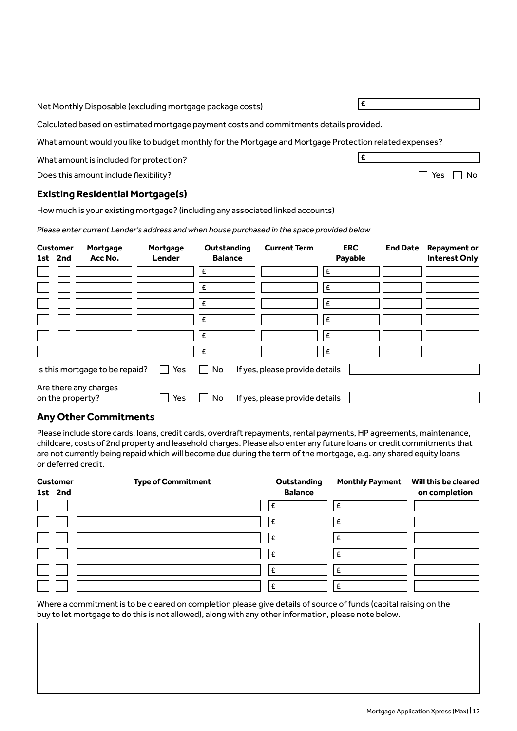Net Monthly Disposable (excluding mortgage package costs) £

Calculated based on estimated mortgage payment costs and commitments details provided.

What amount would you like to budget monthly for the Mortgage and Mortgage Protection related expenses?

What amount is included for protection? £

Does this amount include flexibility? ☐ Yes ☐ No

## Existing Residential Mortgage(s)

How much is your existing mortgage? (including any associated linked accounts)

*Please enter current Lender's address and when house purchased in the space provided below*

| Customer 1st | Customer 2nd | Mortgage Acc No. | Mortgage Lender | Outstanding Balance | Current Term | ERC Payable | End Date | Repayment or Interest Only |
|---|---|---|---|---|---|---|---|---|
| ☐ | ☐ | | | £ | | £ | | |
| ☐ | ☐ | | | £ | | £ | | |
| ☐ | ☐ | | | £ | | £ | | |
| ☐ | ☐ | | | £ | | £ | | |
| ☐ | ☐ | | | £ | | £ | | |
| ☐ | ☐ | | | £ | | £ | | |

Is this mortgage to be repaid? ☐ Yes ☐ No If yes, please provide details

Are there any charges on the property? ☐ Yes ☐ No If yes, please provide details

## Any Other Commitments

Please include store cards, loans, credit cards, overdraft repayments, rental payments, HP agreements, maintenance, childcare, costs of 2nd property and leasehold charges. Please also enter any future loans or credit commitments that are not currently being repaid which will become due during the term of the mortgage, e.g. any shared equity loans or deferred credit.

| Customer 1st | Customer 2nd | Type of Commitment | Outstanding Balance | Monthly Payment | Will this be cleared on completion |
|---|---|---|---|---|---|
| ☐ | ☐ | | £ | £ | |
| ☐ | ☐ | | £ | £ | |
| ☐ | ☐ | | £ | £ | |
| ☐ | ☐ | | £ | £ | |
| ☐ | ☐ | | £ | £ | |
| ☐ | ☐ | | £ | £ | |

Where a commitment is to be cleared on completion please give details of source of funds (capital raising on the buy to let mortgage to do this is not allowed), along with any other information, please note below.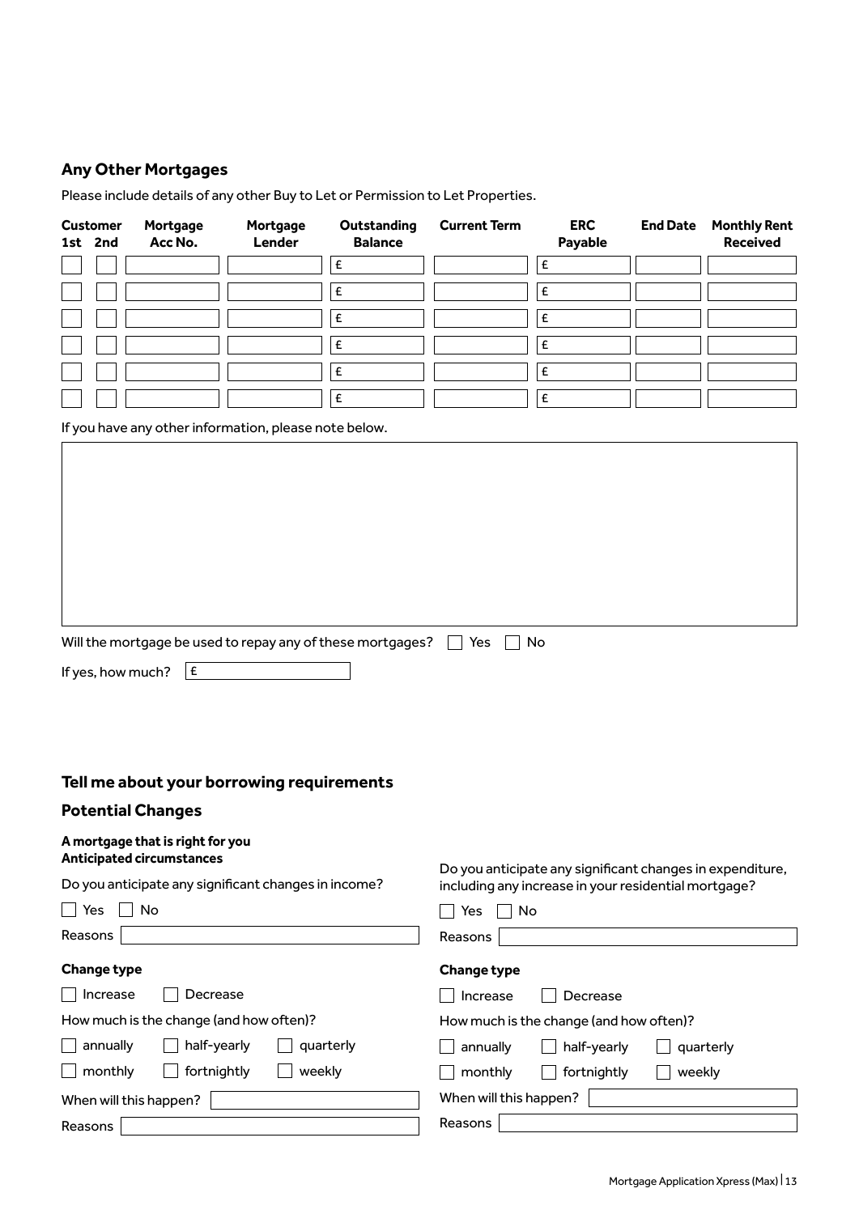## Any Other Mortgages

Please include details of any other Buy to Let or Permission to Let Properties.

| Customer 1st | Customer 2nd | Mortgage Acc No. | Mortgage Lender | Outstanding Balance | Current Term | ERC Payable | End Date | Monthly Rent Received |
|---|---|---|---|---|---|---|---|---|
| | | | | £ | | £ | | |
| | | | | £ | | £ | | |
| | | | | £ | | £ | | |
| | | | | £ | | £ | | |
| | | | | £ | | £ | | |
| | | | | £ | | £ | | |

If you have any other information, please note below.

Will the mortgage be used to repay any of these mortgages? ☐ Yes ☐ No

If yes, how much? £

## Tell me about your borrowing requirements

## Potential Changes

**A mortgage that is right for you**
**Anticipated circumstances**

Do you anticipate any significant changes in income?

☐ Yes ☐ No

Reasons

**Change type**

☐ Increase ☐ Decrease

How much is the change (and how often)?

☐ annually ☐ half-yearly ☐ quarterly

☐ monthly ☐ fortnightly ☐ weekly

When will this happen?

Reasons

Do you anticipate any significant changes in expenditure, including any increase in your residential mortgage?

☐ Yes ☐ No

Reasons

**Change type**

☐ Increase ☐ Decrease

How much is the change (and how often)?

☐ annually ☐ half-yearly ☐ quarterly

☐ monthly ☐ fortnightly ☐ weekly

When will this happen?

Reasons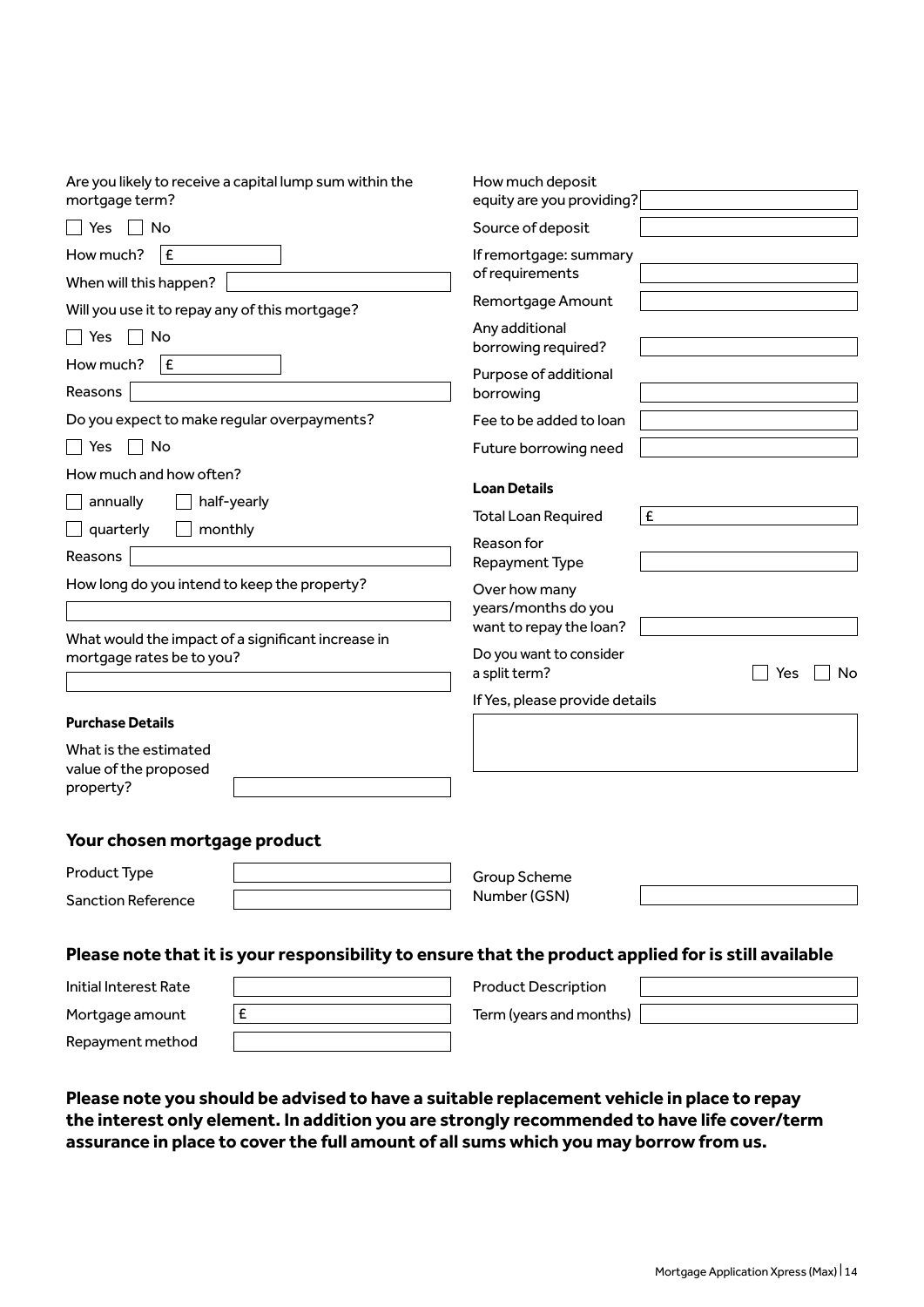Are you likely to receive a capital lump sum within the mortgage term?

☐ Yes ☐ No

How much? £

When will this happen?

Will you use it to repay any of this mortgage?

☐ Yes ☐ No

How much? £

Reasons

Do you expect to make regular overpayments?

☐ Yes ☐ No

How much and how often?

☐ annually ☐ half-yearly

☐ quarterly ☐ monthly

Reasons

How long do you intend to keep the property?

What would the impact of a significant increase in mortgage rates be to you?

**Purchase Details**

What is the estimated value of the proposed property?

How much deposit equity are you providing?

Source of deposit

If remortgage: summary of requirements

Remortgage Amount

Any additional borrowing required?

Purpose of additional borrowing

Fee to be added to loan

Future borrowing need

**Loan Details**

Total Loan Required £

Reason for Repayment Type

Over how many years/months do you want to repay the loan?

Do you want to consider a split term? ☐ Yes ☐ No

If Yes, please provide details

## Your chosen mortgage product

Product Type

Sanction Reference

Group Scheme Number (GSN)

**Please note that it is your responsibility to ensure that the product applied for is still available**

Initial Interest Rate

Mortgage amount £

Repayment method

Product Description

Term (years and months)

**Please note you should be advised to have a suitable replacement vehicle in place to repay the interest only element. In addition you are strongly recommended to have life cover/term assurance in place to cover the full amount of all sums which you may borrow from us.**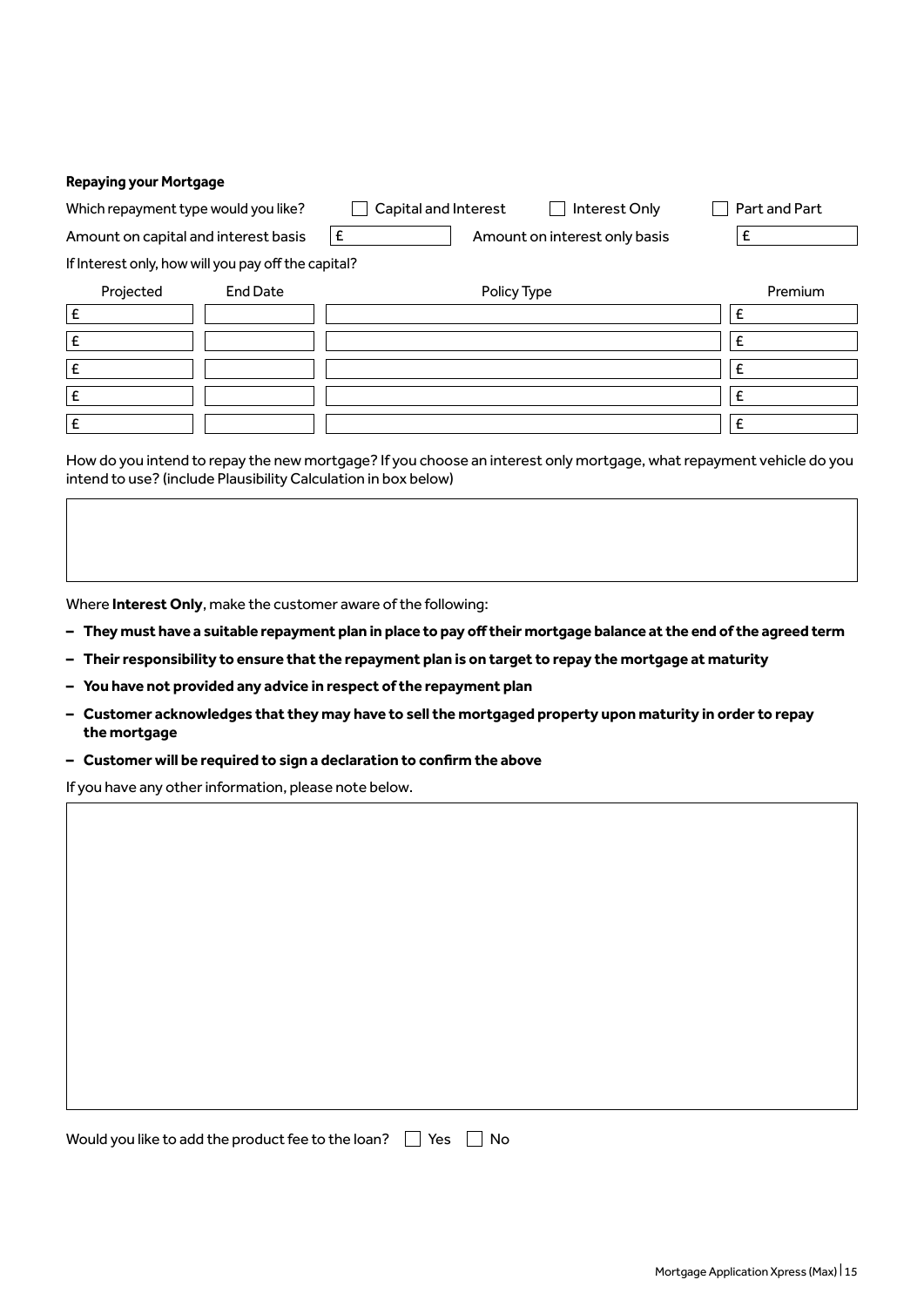**Repaying your Mortgage**

Which repayment type would you like? ☐ Capital and Interest ☐ Interest Only ☐ Part and Part

Amount on capital and interest basis £ Amount on interest only basis £

If Interest only, how will you pay off the capital?

| Projected | End Date | Policy Type | Premium |
|---|---|---|---|
| £ | | | £ |
| £ | | | £ |
| £ | | | £ |
| £ | | | £ |
| £ | | | £ |

How do you intend to repay the new mortgage? If you choose an interest only mortgage, what repayment vehicle do you intend to use? (include Plausibility Calculation in box below)

Where **Interest Only**, make the customer aware of the following:

- **They must have a suitable repayment plan in place to pay off their mortgage balance at the end of the agreed term**
- **Their responsibility to ensure that the repayment plan is on target to repay the mortgage at maturity**
- **You have not provided any advice in respect of the repayment plan**
- **Customer acknowledges that they may have to sell the mortgaged property upon maturity in order to repay the mortgage**
- **Customer will be required to sign a declaration to confirm the above**

If you have any other information, please note below.

Would you like to add the product fee to the loan? ☐ Yes ☐ No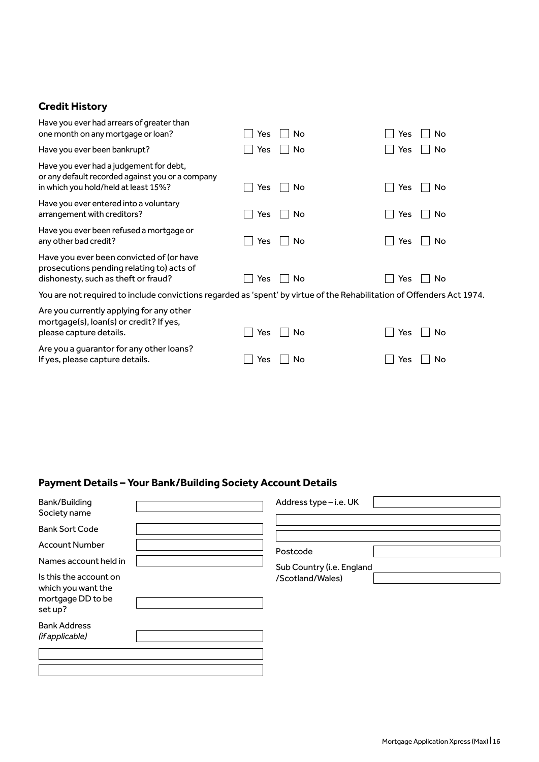## Credit History

| | Applicant 1 | Applicant 2 |
|---|---|---|
| Have you ever had arrears of greater than one month on any mortgage or loan? | ☐ Yes ☐ No | ☐ Yes ☐ No |
| Have you ever been bankrupt? | ☐ Yes ☐ No | ☐ Yes ☐ No |
| Have you ever had a judgement for debt, or any default recorded against you or a company in which you hold/held at least 15%? | ☐ Yes ☐ No | ☐ Yes ☐ No |
| Have you ever entered into a voluntary arrangement with creditors? | ☐ Yes ☐ No | ☐ Yes ☐ No |
| Have you ever been refused a mortgage or any other bad credit? | ☐ Yes ☐ No | ☐ Yes ☐ No |
| Have you ever been convicted of (or have prosecutions pending relating to) acts of dishonesty, such as theft or fraud? | ☐ Yes ☐ No | ☐ Yes ☐ No |

You are not required to include convictions regarded as 'spent' by virtue of the Rehabilitation of Offenders Act 1974.

| | Applicant 1 | Applicant 2 |
|---|---|---|
| Are you currently applying for any other mortgage(s), loan(s) or credit? If yes, please capture details. | ☐ Yes ☐ No | ☐ Yes ☐ No |
| Are you a guarantor for any other loans? If yes, please capture details. | ☐ Yes ☐ No | ☐ Yes ☐ No |

## Payment Details – Your Bank/Building Society Account Details

| | |
|---|---|
| Bank/Building Society name | |
| Bank Sort Code | |
| Account Number | |
| Names account held in | |
| Is this the account on which you want the mortgage DD to be set up? | |
| Bank Address *(if applicable)* | |
| | |
| | |
| Address type – i.e. UK | |
| | |
| | |
| Postcode | |
| Sub Country (i.e. England /Scotland/Wales) | |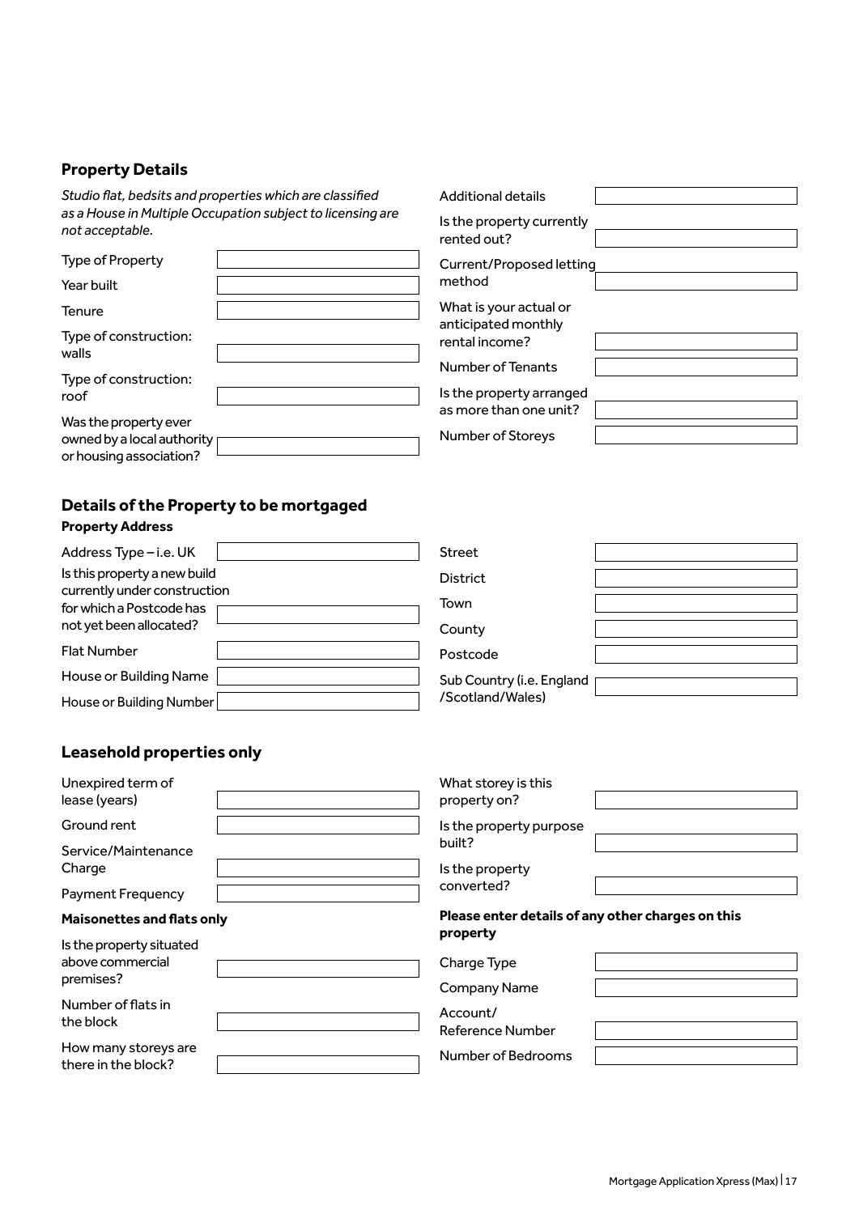## Property Details

*Studio flat, bedsits and properties which are classified as a House in Multiple Occupation subject to licensing are not acceptable.*

| | |
|---|---|
| Type of Property | |
| Year built | |
| Tenure | |
| Type of construction: walls | |
| Type of construction: roof | |
| Was the property ever owned by a local authority or housing association? | |
| Additional details | |
| Is the property currently rented out? | |
| Current/Proposed letting method | |
| What is your actual or anticipated monthly rental income? | |
| Number of Tenants | |
| Is the property arranged as more than one unit? | |
| Number of Storeys | |

## Details of the Property to be mortgaged

**Property Address**

| | |
|---|---|
| Address Type – i.e. UK | |
| Is this property a new build currently under construction for which a Postcode has not yet been allocated? | |
| Flat Number | |
| House or Building Name | |
| House or Building Number | |
| Street | |
| District | |
| Town | |
| County | |
| Postcode | |
| Sub Country (i.e. England /Scotland/Wales) | |

## Leasehold properties only

| | |
|---|---|
| Unexpired term of lease (years) | |
| Ground rent | |
| Service/Maintenance Charge | |
| Payment Frequency | |

**Maisonettes and flats only**

| | |
|---|---|
| Is the property situated above commercial premises? | |
| Number of flats in the block | |
| How many storeys are there in the block? | |
| What storey is this property on? | |
| Is the property purpose built? | |
| Is the property converted? | |

**Please enter details of any other charges on this property**

| | |
|---|---|
| Charge Type | |
| Company Name | |
| Account/ Reference Number | |
| Number of Bedrooms | |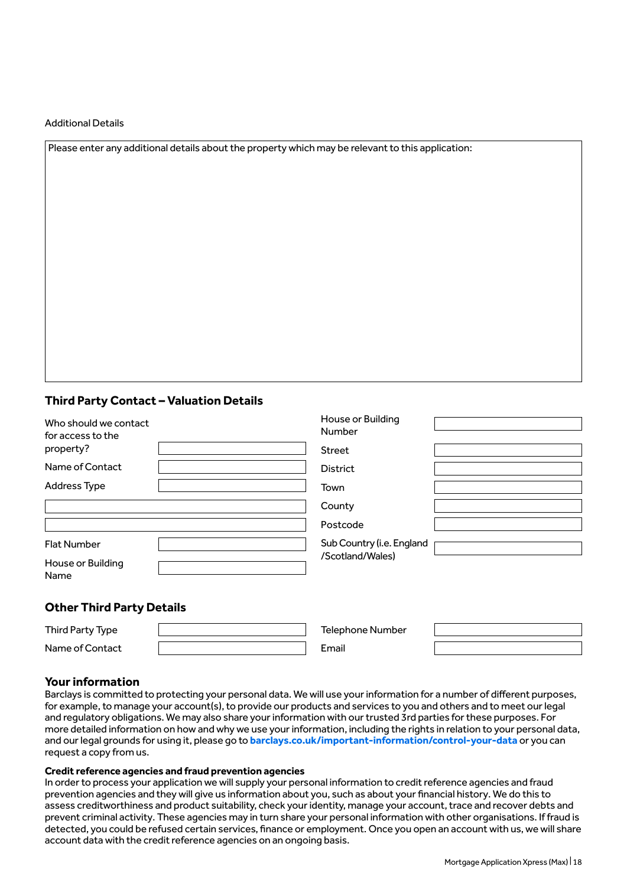Additional Details

| Please enter any additional details about the property which may be relevant to this application: |
|---|
| |

## Third Party Contact – Valuation Details

| | | | |
|---|---|---|---|
| Who should we contact for access to the property? | | House or Building Number | |
| Name of Contact | | Street | |
| Address Type | | District | |
| | | Town | |
| | | County | |
| | | Postcode | |
| Flat Number | | Sub Country (i.e. England /Scotland/Wales) | |
| House or Building Name | | | |

## Other Third Party Details

| | | | |
|---|---|---|---|
| Third Party Type | | Telephone Number | |
| Name of Contact | | Email | |

## Your information

Barclays is committed to protecting your personal data. We will use your information for a number of different purposes, for example, to manage your account(s), to provide our products and services to you and others and to meet our legal and regulatory obligations. We may also share your information with our trusted 3rd parties for these purposes. For more detailed information on how and why we use your information, including the rights in relation to your personal data, and our legal grounds for using it, please go to **barclays.co.uk/important-information/control-your-data** or you can request a copy from us.

**Credit reference agencies and fraud prevention agencies**

In order to process your application we will supply your personal information to credit reference agencies and fraud prevention agencies and they will give us information about you, such as about your financial history. We do this to assess creditworthiness and product suitability, check your identity, manage your account, trace and recover debts and prevent criminal activity. These agencies may in turn share your personal information with other organisations. If fraud is detected, you could be refused certain services, finance or employment. Once you open an account with us, we will share account data with the credit reference agencies on an ongoing basis.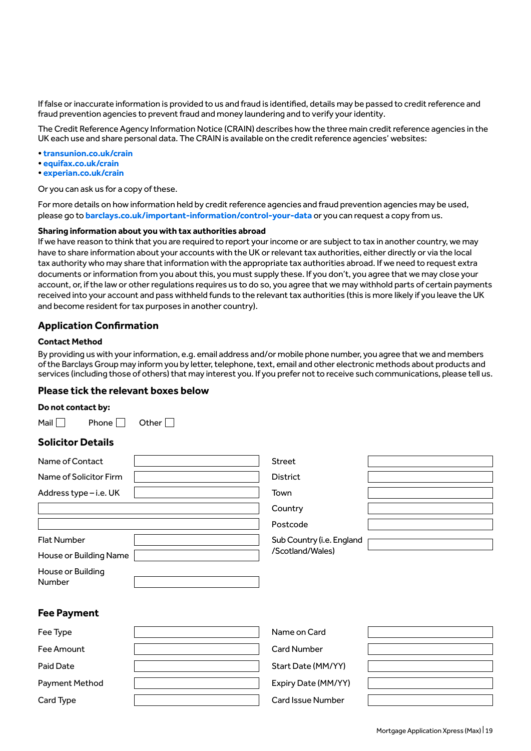If false or inaccurate information is provided to us and fraud is identified, details may be passed to credit reference and fraud prevention agencies to prevent fraud and money laundering and to verify your identity.

The Credit Reference Agency Information Notice (CRAIN) describes how the three main credit reference agencies in the UK each use and share personal data. The CRAIN is available on the credit reference agencies' websites:

- **transunion.co.uk/crain**
- **equifax.co.uk/crain**
- **experian.co.uk/crain**

Or you can ask us for a copy of these.

For more details on how information held by credit reference agencies and fraud prevention agencies may be used, please go to **barclays.co.uk/important-information/control-your-data** or you can request a copy from us.

**Sharing information about you with tax authorities abroad**

If we have reason to think that you are required to report your income or are subject to tax in another country, we may have to share information about your accounts with the UK or relevant tax authorities, either directly or via the local tax authority who may share that information with the appropriate tax authorities abroad. If we need to request extra documents or information from you about this, you must supply these. If you don't, you agree that we may close your account, or, if the law or other regulations requires us to do so, you agree that we may withhold parts of certain payments received into your account and pass withheld funds to the relevant tax authorities (this is more likely if you leave the UK and become resident for tax purposes in another country).

## Application Confirmation

**Contact Method**

By providing us with your information, e.g. email address and/or mobile phone number, you agree that we and members of the Barclays Group may inform you by letter, telephone, text, email and other electronic methods about products and services (including those of others) that may interest you. If you prefer not to receive such communications, please tell us.

### Please tick the relevant boxes below

**Do not contact by:**

Mail ☐ Phone ☐ Other ☐

### Solicitor Details

| | | | |
|---|---|---|---|
| Name of Contact | | Street | |
| Name of Solicitor Firm | | District | |
| Address type – i.e. UK | | Town | |
| | | Country | |
| | | Postcode | |
| Flat Number | | Sub Country (i.e. England /Scotland/Wales) | |
| House or Building Name | | | |
| House or Building Number | | | |

### Fee Payment

| | | | |
|---|---|---|---|
| Fee Type | | Name on Card | |
| Fee Amount | | Card Number | |
| Paid Date | | Start Date (MM/YY) | |
| Payment Method | | Expiry Date (MM/YY) | |
| Card Type | | Card Issue Number | |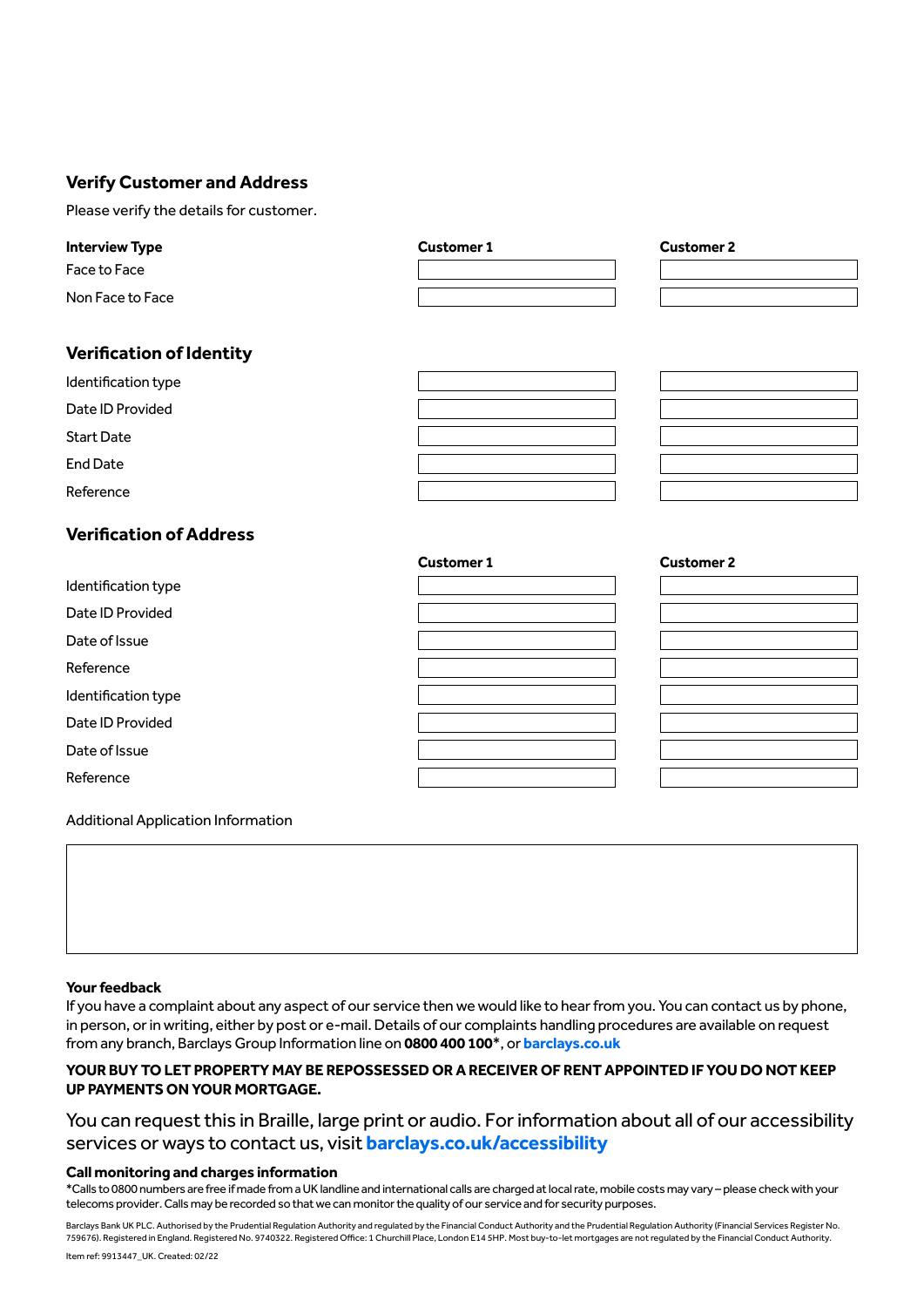## Verify Customer and Address

Please verify the details for customer.

| Interview Type | Customer 1 | Customer 2 |
|---|---|---|
| Face to Face | | |
| Non Face to Face | | |

## Verification of Identity

| | | |
|---|---|---|
| Identification type | | |
| Date ID Provided | | |
| Start Date | | |
| End Date | | |
| Reference | | |

## Verification of Address

| | Customer 1 | Customer 2 |
|---|---|---|
| Identification type | | |
| Date ID Provided | | |
| Date of Issue | | |
| Reference | | |
| Identification type | | |
| Date ID Provided | | |
| Date of Issue | | |
| Reference | | |

Additional Application Information

**Your feedback**
If you have a complaint about any aspect of our service then we would like to hear from you. You can contact us by phone, in person, or in writing, either by post or e-mail. Details of our complaints handling procedures are available on request from any branch, Barclays Group Information line on **0800 400 100***, or **barclays.co.uk**

**YOUR BUY TO LET PROPERTY MAY BE REPOSSESSED OR A RECEIVER OF RENT APPOINTED IF YOU DO NOT KEEP UP PAYMENTS ON YOUR MORTGAGE.**

You can request this in Braille, large print or audio. For information about all of our accessibility services or ways to contact us, visit **barclays.co.uk/accessibility**

**Call monitoring and charges information**
*Calls to 0800 numbers are free if made from a UK landline and international calls are charged at local rate, mobile costs may vary – please check with your telecoms provider. Calls may be recorded so that we can monitor the quality of our service and for security purposes.

Barclays Bank UK PLC. Authorised by the Prudential Regulation Authority and regulated by the Financial Conduct Authority and the Prudential Regulation Authority (Financial Services Register No. 759676). Registered in England. Registered No. 9740322. Registered Office: 1 Churchill Place, London E14 5HP. Most buy-to-let mortgages are not regulated by the Financial Conduct Authority.

Item ref: 9913447_UK. Created: 02/22